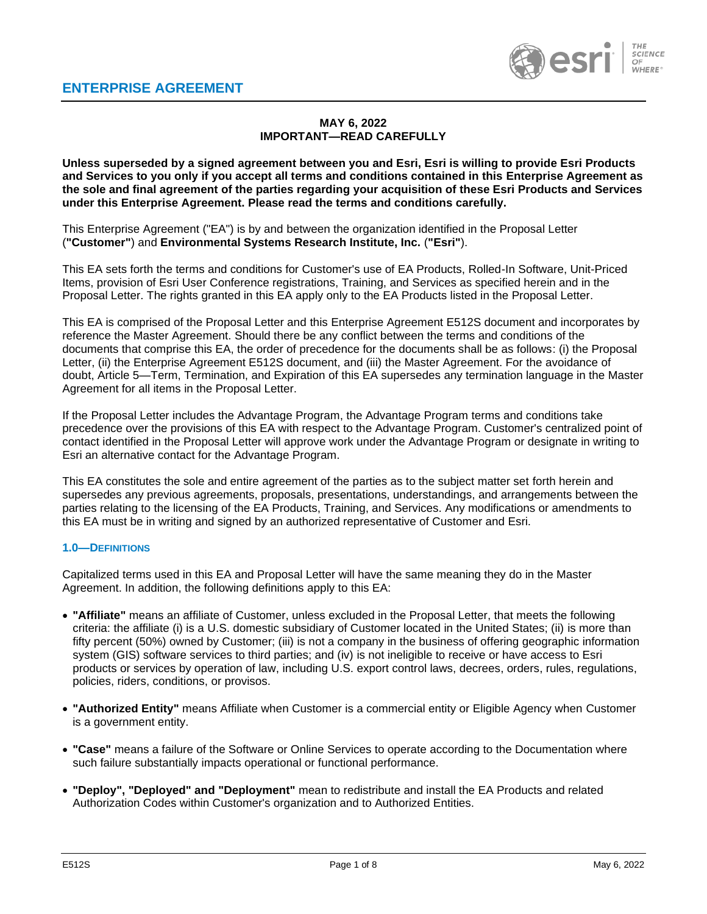# ENTERPRISE AGREEMENT

**MAY 6, 2022**
**IMPORTANT—READ CAREFULLY**

**Unless superseded by a signed agreement between you and Esri, Esri is willing to provide Esri Products and Services to you only if you accept all terms and conditions contained in this Enterprise Agreement as the sole and final agreement of the parties regarding your acquisition of these Esri Products and Services under this Enterprise Agreement. Please read the terms and conditions carefully.**

This Enterprise Agreement ("EA") is by and between the organization identified in the Proposal Letter (**"Customer"**) and **Environmental Systems Research Institute, Inc.** (**"Esri"**).

This EA sets forth the terms and conditions for Customer's use of EA Products, Rolled-In Software, Unit-Priced Items, provision of Esri User Conference registrations, Training, and Services as specified herein and in the Proposal Letter. The rights granted in this EA apply only to the EA Products listed in the Proposal Letter.

This EA is comprised of the Proposal Letter and this Enterprise Agreement E512S document and incorporates by reference the Master Agreement. Should there be any conflict between the terms and conditions of the documents that comprise this EA, the order of precedence for the documents shall be as follows: (i) the Proposal Letter, (ii) the Enterprise Agreement E512S document, and (iii) the Master Agreement. For the avoidance of doubt, Article 5—Term, Termination, and Expiration of this EA supersedes any termination language in the Master Agreement for all items in the Proposal Letter.

If the Proposal Letter includes the Advantage Program, the Advantage Program terms and conditions take precedence over the provisions of this EA with respect to the Advantage Program. Customer's centralized point of contact identified in the Proposal Letter will approve work under the Advantage Program or designate in writing to Esri an alternative contact for the Advantage Program.

This EA constitutes the sole and entire agreement of the parties as to the subject matter set forth herein and supersedes any previous agreements, proposals, presentations, understandings, and arrangements between the parties relating to the licensing of the EA Products, Training, and Services. Any modifications or amendments to this EA must be in writing and signed by an authorized representative of Customer and Esri.

## 1.0—DEFINITIONS

Capitalized terms used in this EA and Proposal Letter will have the same meaning they do in the Master Agreement. In addition, the following definitions apply to this EA:

- **"Affiliate"** means an affiliate of Customer, unless excluded in the Proposal Letter, that meets the following criteria: the affiliate (i) is a U.S. domestic subsidiary of Customer located in the United States; (ii) is more than fifty percent (50%) owned by Customer; (iii) is not a company in the business of offering geographic information system (GIS) software services to third parties; and (iv) is not ineligible to receive or have access to Esri products or services by operation of law, including U.S. export control laws, decrees, orders, rules, regulations, policies, riders, conditions, or provisos.
- **"Authorized Entity"** means Affiliate when Customer is a commercial entity or Eligible Agency when Customer is a government entity.
- **"Case"** means a failure of the Software or Online Services to operate according to the Documentation where such failure substantially impacts operational or functional performance.
- **"Deploy", "Deployed" and "Deployment"** mean to redistribute and install the EA Products and related Authorization Codes within Customer's organization and to Authorized Entities.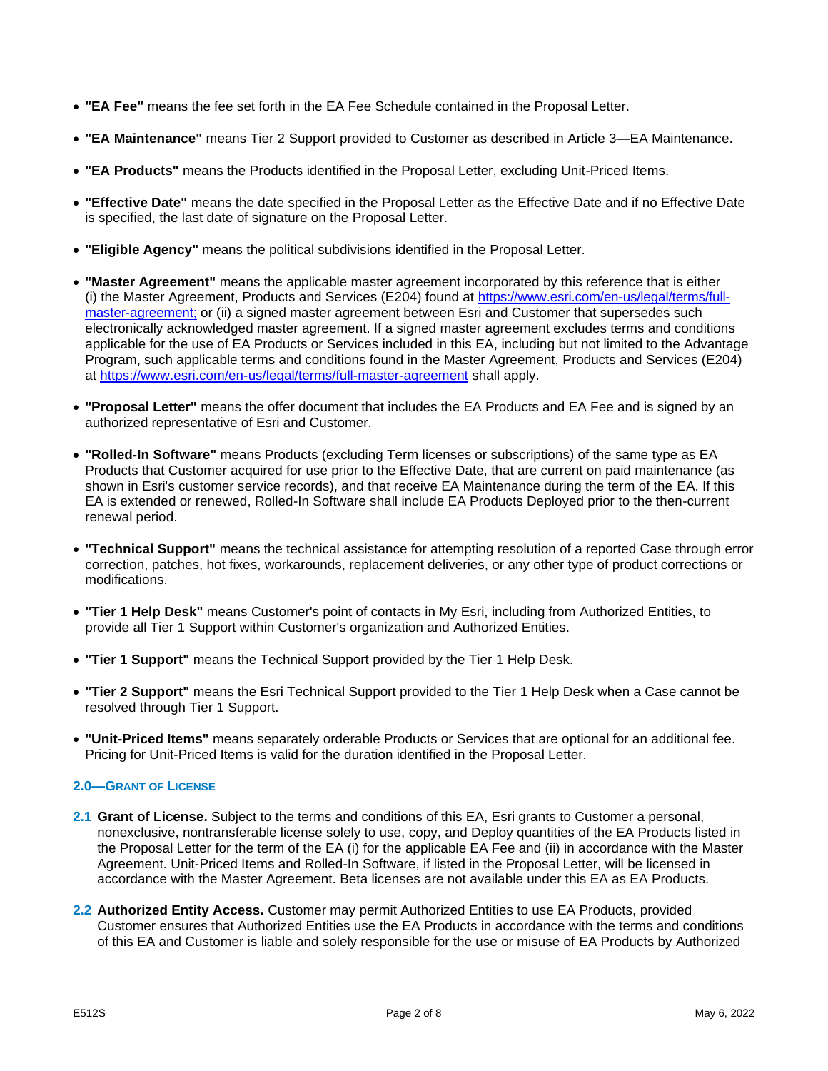- **"EA Fee"** means the fee set forth in the EA Fee Schedule contained in the Proposal Letter.
- **"EA Maintenance"** means Tier 2 Support provided to Customer as described in Article 3—EA Maintenance.
- **"EA Products"** means the Products identified in the Proposal Letter, excluding Unit-Priced Items.
- **"Effective Date"** means the date specified in the Proposal Letter as the Effective Date and if no Effective Date is specified, the last date of signature on the Proposal Letter.
- **"Eligible Agency"** means the political subdivisions identified in the Proposal Letter.
- **"Master Agreement"** means the applicable master agreement incorporated by this reference that is either (i) the Master Agreement, Products and Services (E204) found at https://www.esri.com/en-us/legal/terms/full-master-agreement; or (ii) a signed master agreement between Esri and Customer that supersedes such electronically acknowledged master agreement. If a signed master agreement excludes terms and conditions applicable for the use of EA Products or Services included in this EA, including but not limited to the Advantage Program, such applicable terms and conditions found in the Master Agreement, Products and Services (E204) at https://www.esri.com/en-us/legal/terms/full-master-agreement shall apply.
- **"Proposal Letter"** means the offer document that includes the EA Products and EA Fee and is signed by an authorized representative of Esri and Customer.
- **"Rolled-In Software"** means Products (excluding Term licenses or subscriptions) of the same type as EA Products that Customer acquired for use prior to the Effective Date, that are current on paid maintenance (as shown in Esri's customer service records), and that receive EA Maintenance during the term of the EA. If this EA is extended or renewed, Rolled-In Software shall include EA Products Deployed prior to the then-current renewal period.
- **"Technical Support"** means the technical assistance for attempting resolution of a reported Case through error correction, patches, hot fixes, workarounds, replacement deliveries, or any other type of product corrections or modifications.
- **"Tier 1 Help Desk"** means Customer's point of contacts in My Esri, including from Authorized Entities, to provide all Tier 1 Support within Customer's organization and Authorized Entities.
- **"Tier 1 Support"** means the Technical Support provided by the Tier 1 Help Desk.
- **"Tier 2 Support"** means the Esri Technical Support provided to the Tier 1 Help Desk when a Case cannot be resolved through Tier 1 Support.
- **"Unit-Priced Items"** means separately orderable Products or Services that are optional for an additional fee. Pricing for Unit-Priced Items is valid for the duration identified in the Proposal Letter.

## 2.0—GRANT OF LICENSE

**2.1 Grant of License.** Subject to the terms and conditions of this EA, Esri grants to Customer a personal, nonexclusive, nontransferable license solely to use, copy, and Deploy quantities of the EA Products listed in the Proposal Letter for the term of the EA (i) for the applicable EA Fee and (ii) in accordance with the Master Agreement. Unit-Priced Items and Rolled-In Software, if listed in the Proposal Letter, will be licensed in accordance with the Master Agreement. Beta licenses are not available under this EA as EA Products.

**2.2 Authorized Entity Access.** Customer may permit Authorized Entities to use EA Products, provided Customer ensures that Authorized Entities use the EA Products in accordance with the terms and conditions of this EA and Customer is liable and solely responsible for the use or misuse of EA Products by Authorized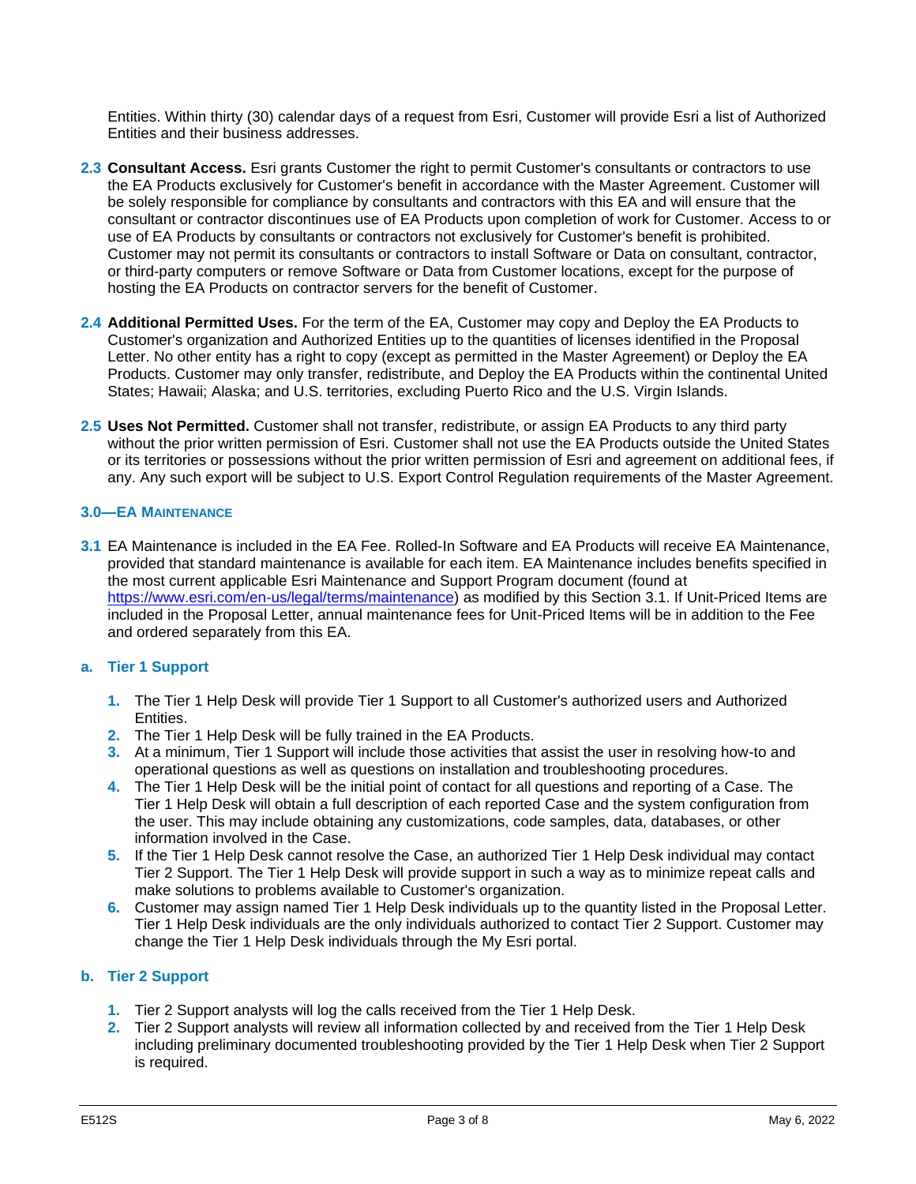Entities. Within thirty (30) calendar days of a request from Esri, Customer will provide Esri a list of Authorized Entities and their business addresses.

**2.3 Consultant Access.** Esri grants Customer the right to permit Customer's consultants or contractors to use the EA Products exclusively for Customer's benefit in accordance with the Master Agreement. Customer will be solely responsible for compliance by consultants and contractors with this EA and will ensure that the consultant or contractor discontinues use of EA Products upon completion of work for Customer. Access to or use of EA Products by consultants or contractors not exclusively for Customer's benefit is prohibited. Customer may not permit its consultants or contractors to install Software or Data on consultant, contractor, or third-party computers or remove Software or Data from Customer locations, except for the purpose of hosting the EA Products on contractor servers for the benefit of Customer.

**2.4 Additional Permitted Uses.** For the term of the EA, Customer may copy and Deploy the EA Products to Customer's organization and Authorized Entities up to the quantities of licenses identified in the Proposal Letter. No other entity has a right to copy (except as permitted in the Master Agreement) or Deploy the EA Products. Customer may only transfer, redistribute, and Deploy the EA Products within the continental United States; Hawaii; Alaska; and U.S. territories, excluding Puerto Rico and the U.S. Virgin Islands.

**2.5 Uses Not Permitted.** Customer shall not transfer, redistribute, or assign EA Products to any third party without the prior written permission of Esri. Customer shall not use the EA Products outside the United States or its territories or possessions without the prior written permission of Esri and agreement on additional fees, if any. Any such export will be subject to U.S. Export Control Regulation requirements of the Master Agreement.

## 3.0—EA MAINTENANCE

**3.1** EA Maintenance is included in the EA Fee. Rolled-In Software and EA Products will receive EA Maintenance, provided that standard maintenance is available for each item. EA Maintenance includes benefits specified in the most current applicable Esri Maintenance and Support Program document (found at https://www.esri.com/en-us/legal/terms/maintenance) as modified by this Section 3.1. If Unit-Priced Items are included in the Proposal Letter, annual maintenance fees for Unit-Priced Items will be in addition to the Fee and ordered separately from this EA.

### a. Tier 1 Support

1. The Tier 1 Help Desk will provide Tier 1 Support to all Customer's authorized users and Authorized Entities.
2. The Tier 1 Help Desk will be fully trained in the EA Products.
3. At a minimum, Tier 1 Support will include those activities that assist the user in resolving how-to and operational questions as well as questions on installation and troubleshooting procedures.
4. The Tier 1 Help Desk will be the initial point of contact for all questions and reporting of a Case. The Tier 1 Help Desk will obtain a full description of each reported Case and the system configuration from the user. This may include obtaining any customizations, code samples, data, databases, or other information involved in the Case.
5. If the Tier 1 Help Desk cannot resolve the Case, an authorized Tier 1 Help Desk individual may contact Tier 2 Support. The Tier 1 Help Desk will provide support in such a way as to minimize repeat calls and make solutions to problems available to Customer's organization.
6. Customer may assign named Tier 1 Help Desk individuals up to the quantity listed in the Proposal Letter. Tier 1 Help Desk individuals are the only individuals authorized to contact Tier 2 Support. Customer may change the Tier 1 Help Desk individuals through the My Esri portal.

### b. Tier 2 Support

1. Tier 2 Support analysts will log the calls received from the Tier 1 Help Desk.
2. Tier 2 Support analysts will review all information collected by and received from the Tier 1 Help Desk including preliminary documented troubleshooting provided by the Tier 1 Help Desk when Tier 2 Support is required.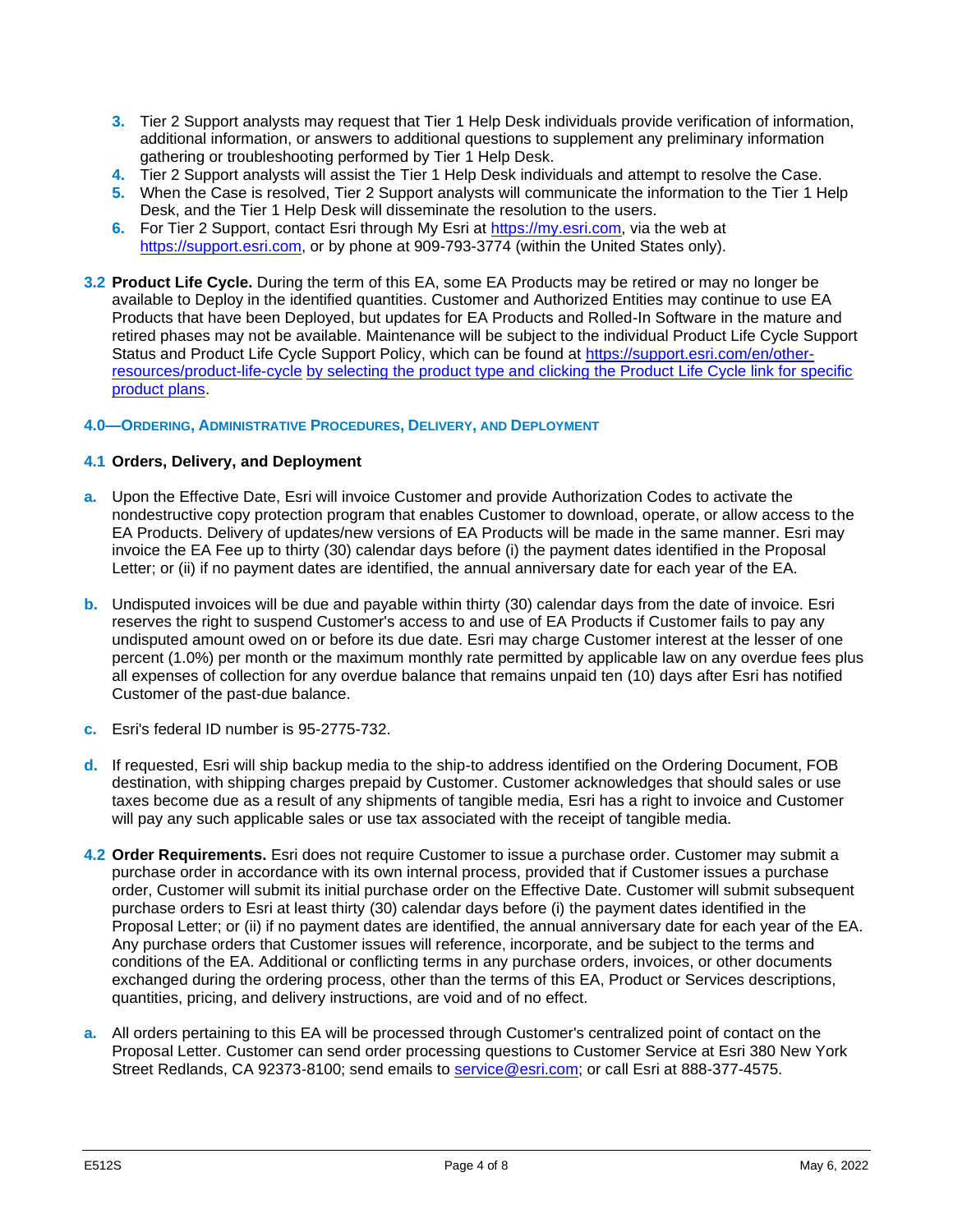3. Tier 2 Support analysts may request that Tier 1 Help Desk individuals provide verification of information, additional information, or answers to additional questions to supplement any preliminary information gathering or troubleshooting performed by Tier 1 Help Desk.
4. Tier 2 Support analysts will assist the Tier 1 Help Desk individuals and attempt to resolve the Case.
5. When the Case is resolved, Tier 2 Support analysts will communicate the information to the Tier 1 Help Desk, and the Tier 1 Help Desk will disseminate the resolution to the users.
6. For Tier 2 Support, contact Esri through My Esri at https://my.esri.com, via the web at https://support.esri.com, or by phone at 909-793-3774 (within the United States only).

**3.2 Product Life Cycle.** During the term of this EA, some EA Products may be retired or may no longer be available to Deploy in the identified quantities. Customer and Authorized Entities may continue to use EA Products that have been Deployed, but updates for EA Products and Rolled-In Software in the mature and retired phases may not be available. Maintenance will be subject to the individual Product Life Cycle Support Status and Product Life Cycle Support Policy, which can be found at https://support.esri.com/en/other-resources/product-life-cycle by selecting the product type and clicking the Product Life Cycle link for specific product plans.

## 4.0—Ordering, Administrative Procedures, Delivery, and Deployment

**4.1 Orders, Delivery, and Deployment**

a. Upon the Effective Date, Esri will invoice Customer and provide Authorization Codes to activate the nondestructive copy protection program that enables Customer to download, operate, or allow access to the EA Products. Delivery of updates/new versions of EA Products will be made in the same manner. Esri may invoice the EA Fee up to thirty (30) calendar days before (i) the payment dates identified in the Proposal Letter; or (ii) if no payment dates are identified, the annual anniversary date for each year of the EA.

b. Undisputed invoices will be due and payable within thirty (30) calendar days from the date of invoice. Esri reserves the right to suspend Customer's access to and use of EA Products if Customer fails to pay any undisputed amount owed on or before its due date. Esri may charge Customer interest at the lesser of one percent (1.0%) per month or the maximum monthly rate permitted by applicable law on any overdue fees plus all expenses of collection for any overdue balance that remains unpaid ten (10) days after Esri has notified Customer of the past-due balance.

c. Esri's federal ID number is 95-2775-732.

d. If requested, Esri will ship backup media to the ship-to address identified on the Ordering Document, FOB destination, with shipping charges prepaid by Customer. Customer acknowledges that should sales or use taxes become due as a result of any shipments of tangible media, Esri has a right to invoice and Customer will pay any such applicable sales or use tax associated with the receipt of tangible media.

**4.2 Order Requirements.** Esri does not require Customer to issue a purchase order. Customer may submit a purchase order in accordance with its own internal process, provided that if Customer issues a purchase order, Customer will submit its initial purchase order on the Effective Date. Customer will submit subsequent purchase orders to Esri at least thirty (30) calendar days before (i) the payment dates identified in the Proposal Letter; or (ii) if no payment dates are identified, the annual anniversary date for each year of the EA. Any purchase orders that Customer issues will reference, incorporate, and be subject to the terms and conditions of the EA. Additional or conflicting terms in any purchase orders, invoices, or other documents exchanged during the ordering process, other than the terms of this EA, Product or Services descriptions, quantities, pricing, and delivery instructions, are void and of no effect.

a. All orders pertaining to this EA will be processed through Customer's centralized point of contact on the Proposal Letter. Customer can send order processing questions to Customer Service at Esri 380 New York Street Redlands, CA 92373-8100; send emails to service@esri.com; or call Esri at 888-377-4575.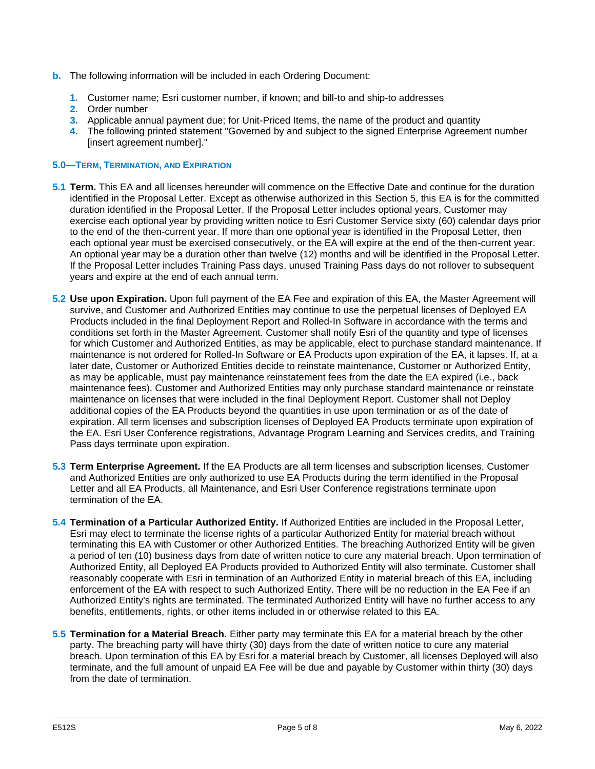**b.** The following information will be included in each Ordering Document:

1. Customer name; Esri customer number, if known; and bill-to and ship-to addresses
2. Order number
3. Applicable annual payment due; for Unit-Priced Items, the name of the product and quantity
4. The following printed statement "Governed by and subject to the signed Enterprise Agreement number [insert agreement number]."

## 5.0—Term, Termination, and Expiration

**5.1 Term.** This EA and all licenses hereunder will commence on the Effective Date and continue for the duration identified in the Proposal Letter. Except as otherwise authorized in this Section 5, this EA is for the committed duration identified in the Proposal Letter. If the Proposal Letter includes optional years, Customer may exercise each optional year by providing written notice to Esri Customer Service sixty (60) calendar days prior to the end of the then-current year. If more than one optional year is identified in the Proposal Letter, then each optional year must be exercised consecutively, or the EA will expire at the end of the then-current year. An optional year may be a duration other than twelve (12) months and will be identified in the Proposal Letter. If the Proposal Letter includes Training Pass days, unused Training Pass days do not rollover to subsequent years and expire at the end of each annual term.

**5.2 Use upon Expiration.** Upon full payment of the EA Fee and expiration of this EA, the Master Agreement will survive, and Customer and Authorized Entities may continue to use the perpetual licenses of Deployed EA Products included in the final Deployment Report and Rolled-In Software in accordance with the terms and conditions set forth in the Master Agreement. Customer shall notify Esri of the quantity and type of licenses for which Customer and Authorized Entities, as may be applicable, elect to purchase standard maintenance. If maintenance is not ordered for Rolled-In Software or EA Products upon expiration of the EA, it lapses. If, at a later date, Customer or Authorized Entities decide to reinstate maintenance, Customer or Authorized Entity, as may be applicable, must pay maintenance reinstatement fees from the date the EA expired (i.e., back maintenance fees). Customer and Authorized Entities may only purchase standard maintenance or reinstate maintenance on licenses that were included in the final Deployment Report. Customer shall not Deploy additional copies of the EA Products beyond the quantities in use upon termination or as of the date of expiration. All term licenses and subscription licenses of Deployed EA Products terminate upon expiration of the EA. Esri User Conference registrations, Advantage Program Learning and Services credits, and Training Pass days terminate upon expiration.

**5.3 Term Enterprise Agreement.** If the EA Products are all term licenses and subscription licenses, Customer and Authorized Entities are only authorized to use EA Products during the term identified in the Proposal Letter and all EA Products, all Maintenance, and Esri User Conference registrations terminate upon termination of the EA.

**5.4 Termination of a Particular Authorized Entity.** If Authorized Entities are included in the Proposal Letter, Esri may elect to terminate the license rights of a particular Authorized Entity for material breach without terminating this EA with Customer or other Authorized Entities. The breaching Authorized Entity will be given a period of ten (10) business days from date of written notice to cure any material breach. Upon termination of Authorized Entity, all Deployed EA Products provided to Authorized Entity will also terminate. Customer shall reasonably cooperate with Esri in termination of an Authorized Entity in material breach of this EA, including enforcement of the EA with respect to such Authorized Entity. There will be no reduction in the EA Fee if an Authorized Entity's rights are terminated. The terminated Authorized Entity will have no further access to any benefits, entitlements, rights, or other items included in or otherwise related to this EA.

**5.5 Termination for a Material Breach.** Either party may terminate this EA for a material breach by the other party. The breaching party will have thirty (30) days from the date of written notice to cure any material breach. Upon termination of this EA by Esri for a material breach by Customer, all licenses Deployed will also terminate, and the full amount of unpaid EA Fee will be due and payable by Customer within thirty (30) days from the date of termination.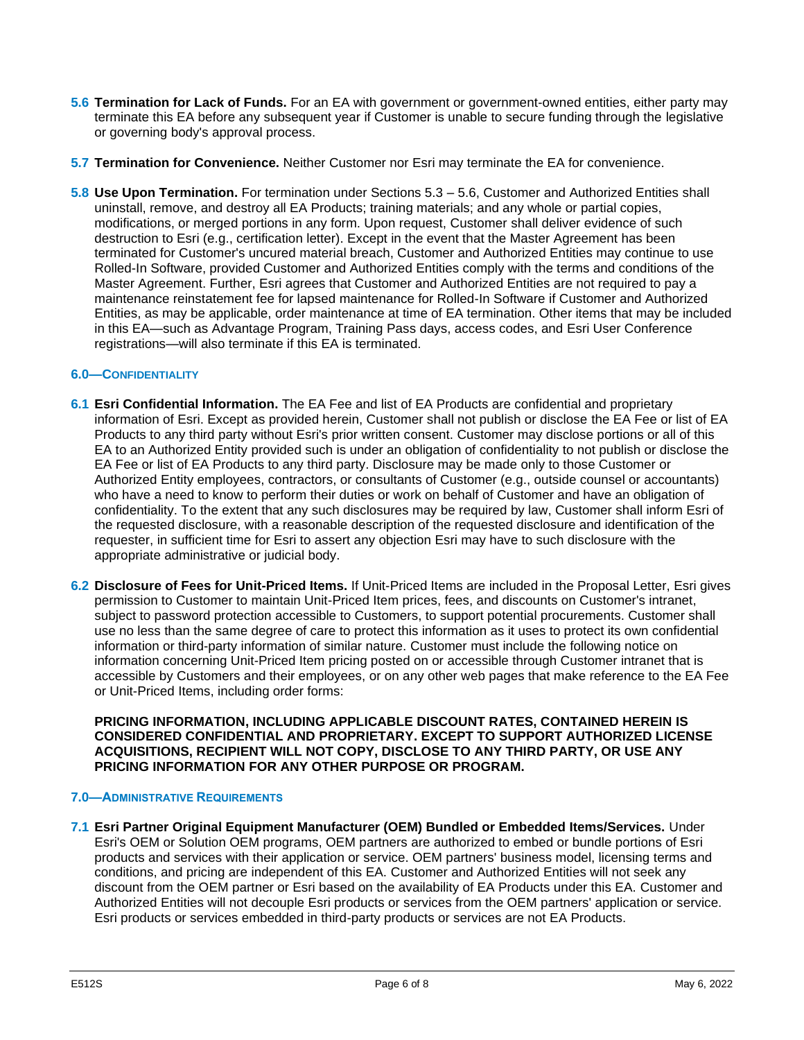**5.6 Termination for Lack of Funds.** For an EA with government or government-owned entities, either party may terminate this EA before any subsequent year if Customer is unable to secure funding through the legislative or governing body's approval process.

**5.7 Termination for Convenience.** Neither Customer nor Esri may terminate the EA for convenience.

**5.8 Use Upon Termination.** For termination under Sections 5.3 – 5.6, Customer and Authorized Entities shall uninstall, remove, and destroy all EA Products; training materials; and any whole or partial copies, modifications, or merged portions in any form. Upon request, Customer shall deliver evidence of such destruction to Esri (e.g., certification letter). Except in the event that the Master Agreement has been terminated for Customer's uncured material breach, Customer and Authorized Entities may continue to use Rolled-In Software, provided Customer and Authorized Entities comply with the terms and conditions of the Master Agreement. Further, Esri agrees that Customer and Authorized Entities are not required to pay a maintenance reinstatement fee for lapsed maintenance for Rolled-In Software if Customer and Authorized Entities, as may be applicable, order maintenance at time of EA termination. Other items that may be included in this EA—such as Advantage Program, Training Pass days, access codes, and Esri User Conference registrations—will also terminate if this EA is terminated.

## 6.0—CONFIDENTIALITY

**6.1 Esri Confidential Information.** The EA Fee and list of EA Products are confidential and proprietary information of Esri. Except as provided herein, Customer shall not publish or disclose the EA Fee or list of EA Products to any third party without Esri's prior written consent. Customer may disclose portions or all of this EA to an Authorized Entity provided such is under an obligation of confidentiality to not publish or disclose the EA Fee or list of EA Products to any third party. Disclosure may be made only to those Customer or Authorized Entity employees, contractors, or consultants of Customer (e.g., outside counsel or accountants) who have a need to know to perform their duties or work on behalf of Customer and have an obligation of confidentiality. To the extent that any such disclosures may be required by law, Customer shall inform Esri of the requested disclosure, with a reasonable description of the requested disclosure and identification of the requester, in sufficient time for Esri to assert any objection Esri may have to such disclosure with the appropriate administrative or judicial body.

**6.2 Disclosure of Fees for Unit-Priced Items.** If Unit-Priced Items are included in the Proposal Letter, Esri gives permission to Customer to maintain Unit-Priced Item prices, fees, and discounts on Customer's intranet, subject to password protection accessible to Customers, to support potential procurements. Customer shall use no less than the same degree of care to protect this information as it uses to protect its own confidential information or third-party information of similar nature. Customer must include the following notice on information concerning Unit-Priced Item pricing posted on or accessible through Customer intranet that is accessible by Customers and their employees, or on any other web pages that make reference to the EA Fee or Unit-Priced Items, including order forms:

**PRICING INFORMATION, INCLUDING APPLICABLE DISCOUNT RATES, CONTAINED HEREIN IS CONSIDERED CONFIDENTIAL AND PROPRIETARY. EXCEPT TO SUPPORT AUTHORIZED LICENSE ACQUISITIONS, RECIPIENT WILL NOT COPY, DISCLOSE TO ANY THIRD PARTY, OR USE ANY PRICING INFORMATION FOR ANY OTHER PURPOSE OR PROGRAM.**

## 7.0—ADMINISTRATIVE REQUIREMENTS

**7.1 Esri Partner Original Equipment Manufacturer (OEM) Bundled or Embedded Items/Services.** Under Esri's OEM or Solution OEM programs, OEM partners are authorized to embed or bundle portions of Esri products and services with their application or service. OEM partners' business model, licensing terms and conditions, and pricing are independent of this EA. Customer and Authorized Entities will not seek any discount from the OEM partner or Esri based on the availability of EA Products under this EA. Customer and Authorized Entities will not decouple Esri products or services from the OEM partners' application or service. Esri products or services embedded in third-party products or services are not EA Products.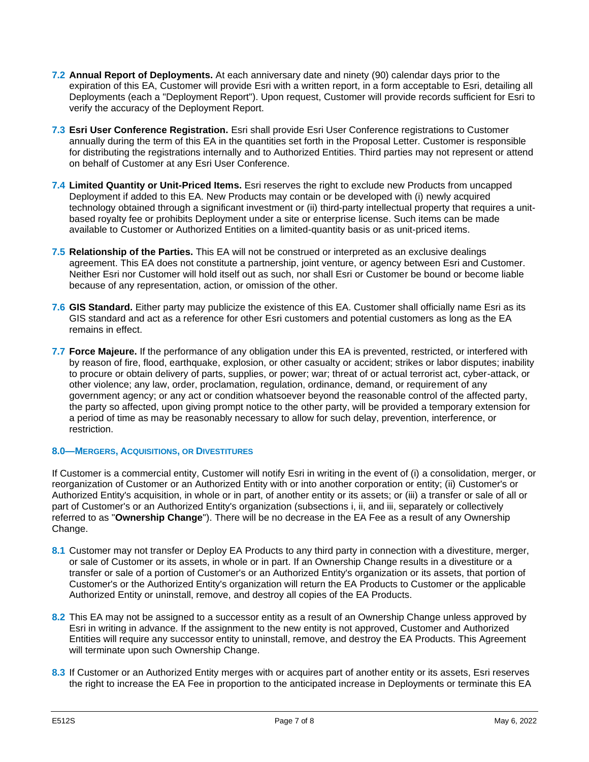**7.2 Annual Report of Deployments.** At each anniversary date and ninety (90) calendar days prior to the expiration of this EA, Customer will provide Esri with a written report, in a form acceptable to Esri, detailing all Deployments (each a "Deployment Report"). Upon request, Customer will provide records sufficient for Esri to verify the accuracy of the Deployment Report.

**7.3 Esri User Conference Registration.** Esri shall provide Esri User Conference registrations to Customer annually during the term of this EA in the quantities set forth in the Proposal Letter. Customer is responsible for distributing the registrations internally and to Authorized Entities. Third parties may not represent or attend on behalf of Customer at any Esri User Conference.

**7.4 Limited Quantity or Unit-Priced Items.** Esri reserves the right to exclude new Products from uncapped Deployment if added to this EA. New Products may contain or be developed with (i) newly acquired technology obtained through a significant investment or (ii) third-party intellectual property that requires a unit-based royalty fee or prohibits Deployment under a site or enterprise license. Such items can be made available to Customer or Authorized Entities on a limited-quantity basis or as unit-priced items.

**7.5 Relationship of the Parties.** This EA will not be construed or interpreted as an exclusive dealings agreement. This EA does not constitute a partnership, joint venture, or agency between Esri and Customer. Neither Esri nor Customer will hold itself out as such, nor shall Esri or Customer be bound or become liable because of any representation, action, or omission of the other.

**7.6 GIS Standard.** Either party may publicize the existence of this EA. Customer shall officially name Esri as its GIS standard and act as a reference for other Esri customers and potential customers as long as the EA remains in effect.

**7.7 Force Majeure.** If the performance of any obligation under this EA is prevented, restricted, or interfered with by reason of fire, flood, earthquake, explosion, or other casualty or accident; strikes or labor disputes; inability to procure or obtain delivery of parts, supplies, or power; war; threat of or actual terrorist act, cyber-attack, or other violence; any law, order, proclamation, regulation, ordinance, demand, or requirement of any government agency; or any act or condition whatsoever beyond the reasonable control of the affected party, the party so affected, upon giving prompt notice to the other party, will be provided a temporary extension for a period of time as may be reasonably necessary to allow for such delay, prevention, interference, or restriction.

## 8.0—MERGERS, ACQUISITIONS, OR DIVESTITURES

If Customer is a commercial entity, Customer will notify Esri in writing in the event of (i) a consolidation, merger, or reorganization of Customer or an Authorized Entity with or into another corporation or entity; (ii) Customer's or Authorized Entity's acquisition, in whole or in part, of another entity or its assets; or (iii) a transfer or sale of all or part of Customer's or an Authorized Entity's organization (subsections i, ii, and iii, separately or collectively referred to as "**Ownership Change**"). There will be no decrease in the EA Fee as a result of any Ownership Change.

**8.1** Customer may not transfer or Deploy EA Products to any third party in connection with a divestiture, merger, or sale of Customer or its assets, in whole or in part. If an Ownership Change results in a divestiture or a transfer or sale of a portion of Customer's or an Authorized Entity's organization or its assets, that portion of Customer's or the Authorized Entity's organization will return the EA Products to Customer or the applicable Authorized Entity or uninstall, remove, and destroy all copies of the EA Products.

**8.2** This EA may not be assigned to a successor entity as a result of an Ownership Change unless approved by Esri in writing in advance. If the assignment to the new entity is not approved, Customer and Authorized Entities will require any successor entity to uninstall, remove, and destroy the EA Products. This Agreement will terminate upon such Ownership Change.

**8.3** If Customer or an Authorized Entity merges with or acquires part of another entity or its assets, Esri reserves the right to increase the EA Fee in proportion to the anticipated increase in Deployments or terminate this EA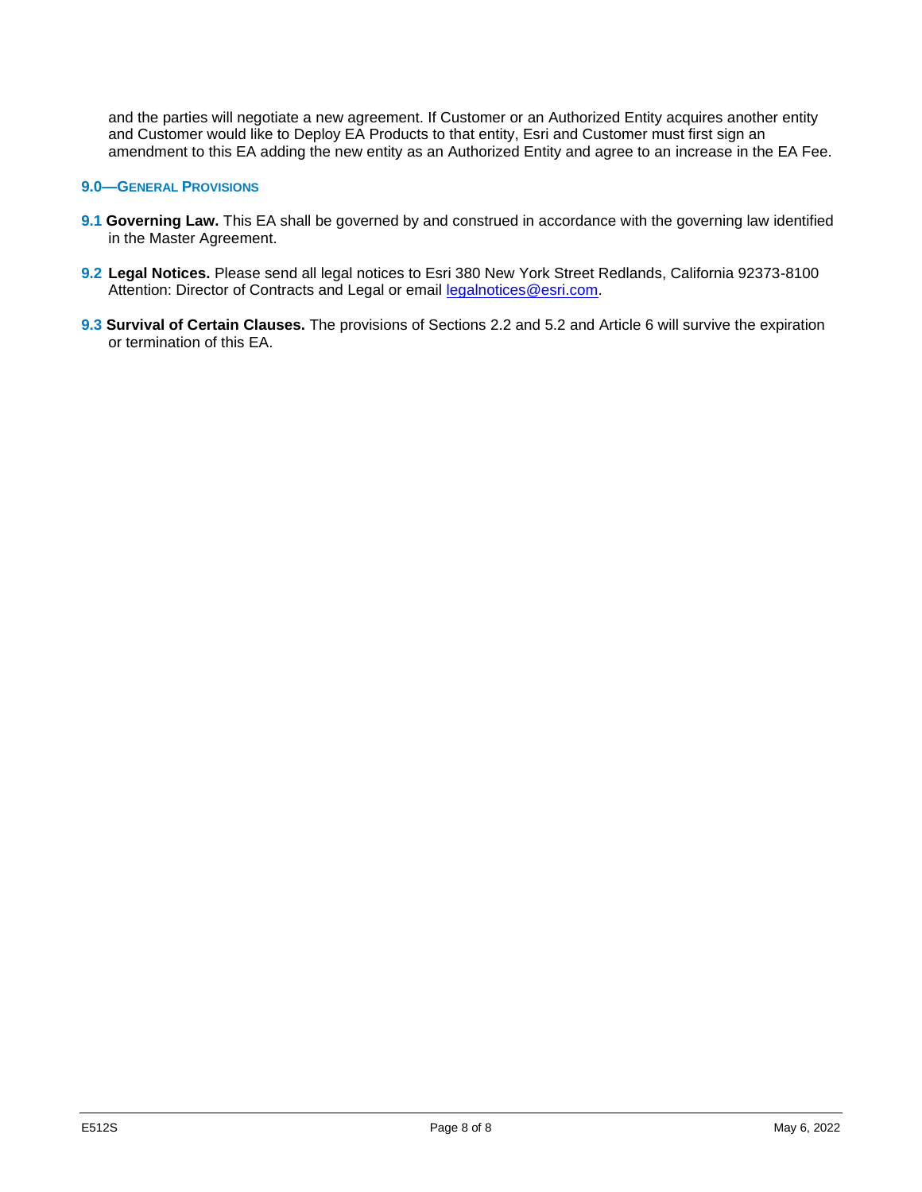and the parties will negotiate a new agreement. If Customer or an Authorized Entity acquires another entity and Customer would like to Deploy EA Products to that entity, Esri and Customer must first sign an amendment to this EA adding the new entity as an Authorized Entity and agree to an increase in the EA Fee.

## 9.0—General Provisions

**9.1 Governing Law.** This EA shall be governed by and construed in accordance with the governing law identified in the Master Agreement.

**9.2 Legal Notices.** Please send all legal notices to Esri 380 New York Street Redlands, California 92373-8100 Attention: Director of Contracts and Legal or email legalnotices@esri.com.

**9.3 Survival of Certain Clauses.** The provisions of Sections 2.2 and 5.2 and Article 6 will survive the expiration or termination of this EA.